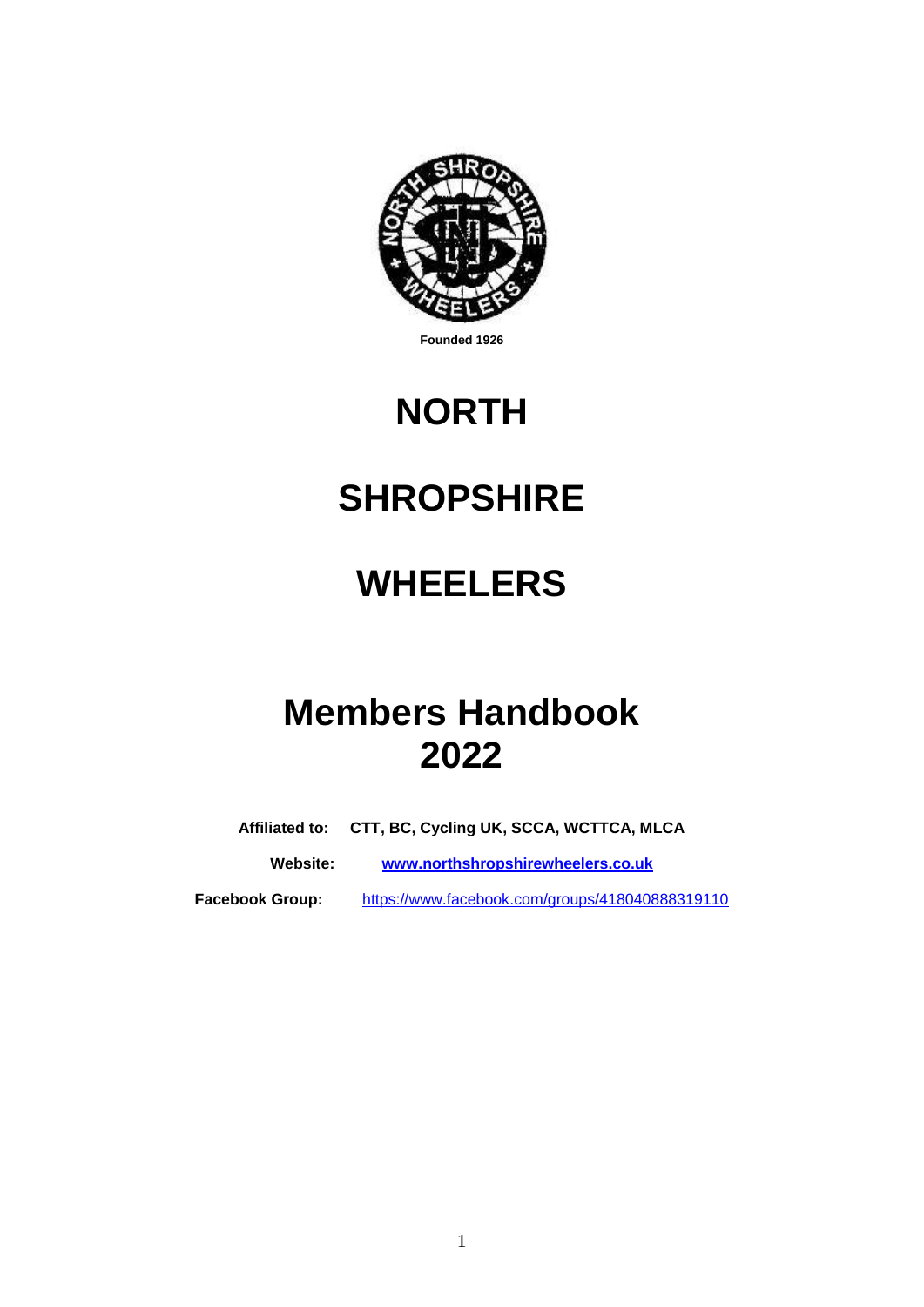Founded 1926

# NORTH

# SHROPSHIRE

# WHEELERS

# Members Handbook 2022

**Affiliated to:** **CTT, BC, Cycling UK, SCCA, WCTTCA, MLCA**

**Website:** **[www.northshropshirewheelers.co.uk](http://www.northshropshirewheelers.co.uk)**

**Facebook Group:** [https://www.facebook.com/groups/418040888319110](https://www.facebook.com/groups/418040888319110)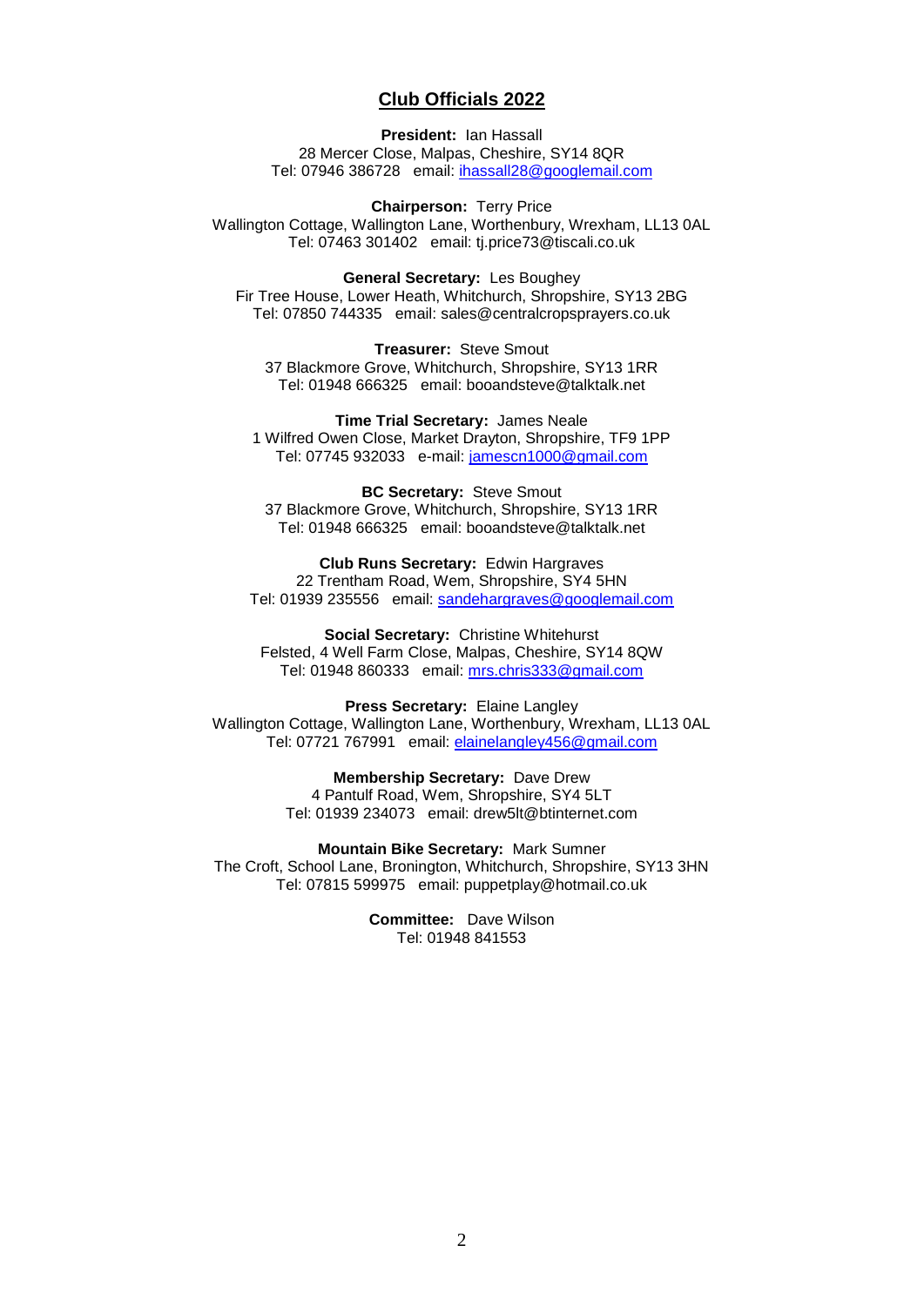## Club Officials 2022

**President:** Ian Hassall
28 Mercer Close, Malpas, Cheshire, SY14 8QR
Tel: 07946 386728 email: ihassall28@googlemail.com

**Chairperson:** Terry Price
Wallington Cottage, Wallington Lane, Worthenbury, Wrexham, LL13 0AL
Tel: 07463 301402 email: tj.price73@tiscali.co.uk

**General Secretary:** Les Boughey
Fir Tree House, Lower Heath, Whitchurch, Shropshire, SY13 2BG
Tel: 07850 744335 email: sales@centralcropsprayers.co.uk

**Treasurer:** Steve Smout
37 Blackmore Grove, Whitchurch, Shropshire, SY13 1RR
Tel: 01948 666325 email: booandsteve@talktalk.net

**Time Trial Secretary:** James Neale
1 Wilfred Owen Close, Market Drayton, Shropshire, TF9 1PP
Tel: 07745 932033 e-mail: jamescn1000@gmail.com

**BC Secretary:** Steve Smout
37 Blackmore Grove, Whitchurch, Shropshire, SY13 1RR
Tel: 01948 666325 email: booandsteve@talktalk.net

**Club Runs Secretary:** Edwin Hargraves
22 Trentham Road, Wem, Shropshire, SY4 5HN
Tel: 01939 235556 email: sandehargraves@googlemail.com

**Social Secretary:** Christine Whitehurst
Felsted, 4 Well Farm Close, Malpas, Cheshire, SY14 8QW
Tel: 01948 860333 email: mrs.chris333@gmail.com

**Press Secretary:** Elaine Langley
Wallington Cottage, Wallington Lane, Worthenbury, Wrexham, LL13 0AL
Tel: 07721 767991 email: elainelangley456@gmail.com

**Membership Secretary:** Dave Drew
4 Pantulf Road, Wem, Shropshire, SY4 5LT
Tel: 01939 234073 email: drew5lt@btinternet.com

**Mountain Bike Secretary:** Mark Sumner
The Croft, School Lane, Bronington, Whitchurch, Shropshire, SY13 3HN
Tel: 07815 599975 email: puppetplay@hotmail.co.uk

**Committee:** Dave Wilson
Tel: 01948 841553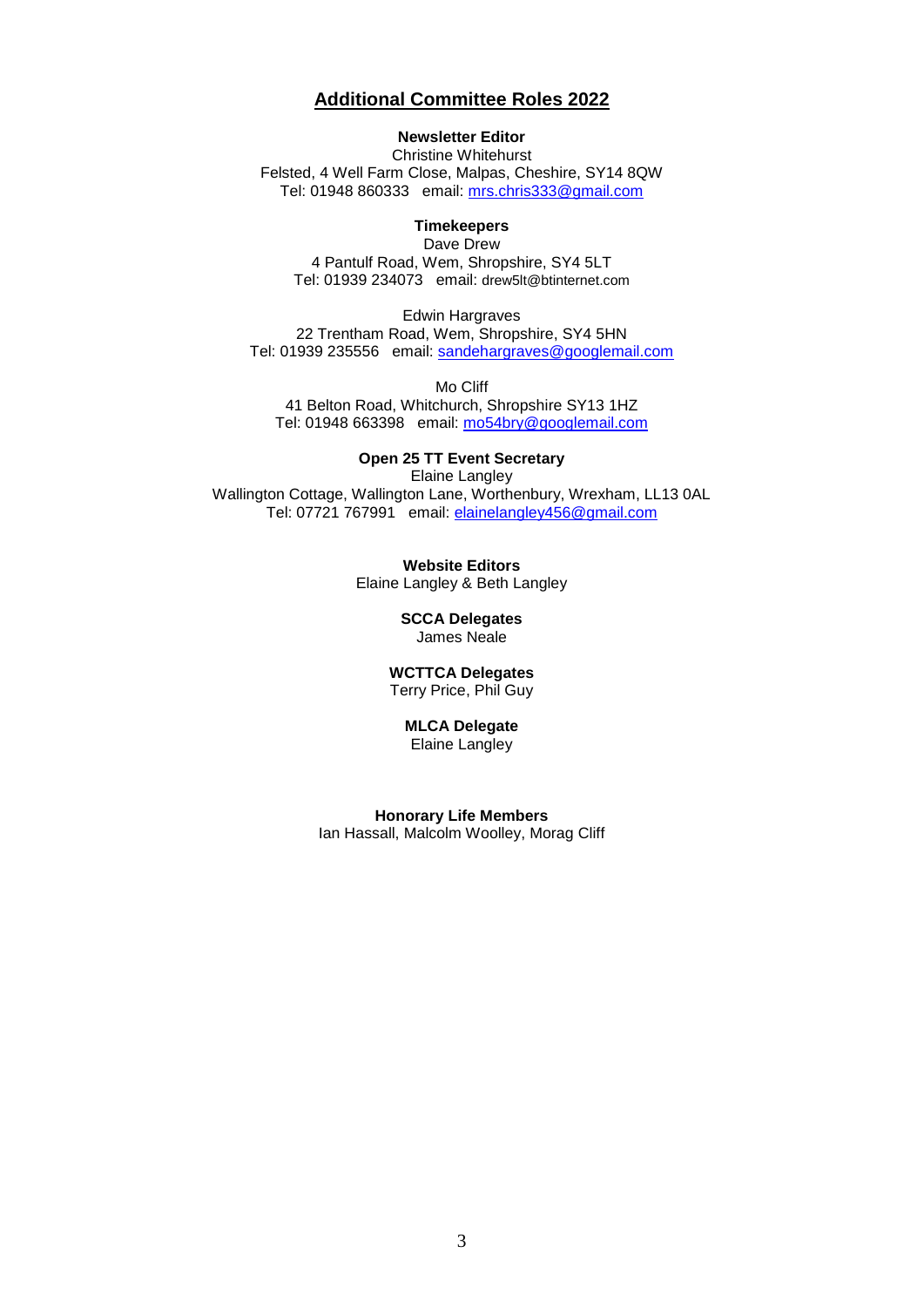## Additional Committee Roles 2022

**Newsletter Editor**
Christine Whitehurst
Felsted, 4 Well Farm Close, Malpas, Cheshire, SY14 8QW
Tel: 01948 860333 email: mrs.chris333@gmail.com

**Timekeepers**
Dave Drew
4 Pantulf Road, Wem, Shropshire, SY4 5LT
Tel: 01939 234073 email: drew5lt@btinternet.com

Edwin Hargraves
22 Trentham Road, Wem, Shropshire, SY4 5HN
Tel: 01939 235556 email: sandehargraves@googlemail.com

Mo Cliff
41 Belton Road, Whitchurch, Shropshire SY13 1HZ
Tel: 01948 663398 email: mo54bry@googlemail.com

**Open 25 TT Event Secretary**
Elaine Langley
Wallington Cottage, Wallington Lane, Worthenbury, Wrexham, LL13 0AL
Tel: 07721 767991 email: elainelangley456@gmail.com

**Website Editors**
Elaine Langley & Beth Langley

**SCCA Delegates**
James Neale

**WCTTCA Delegates**
Terry Price, Phil Guy

**MLCA Delegate**
Elaine Langley

**Honorary Life Members**
Ian Hassall, Malcolm Woolley, Morag Cliff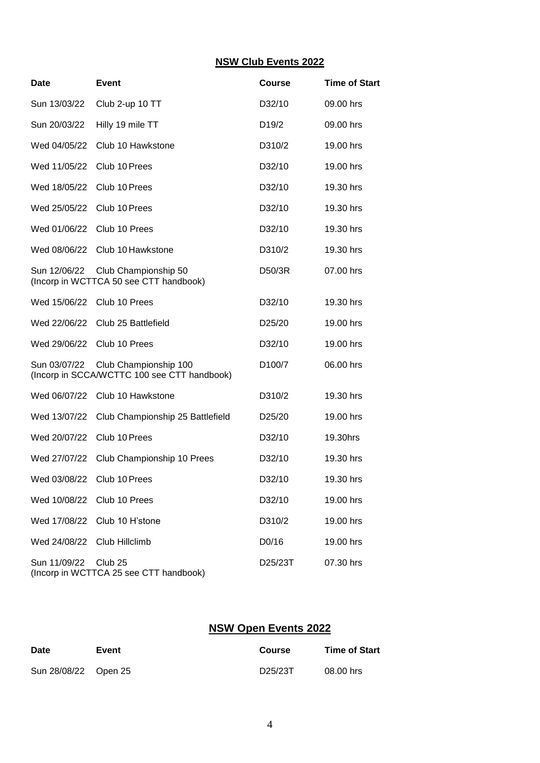## NSW Club Events 2022

| Date | Event | Course | Time of Start |
|---|---|---|---|
| Sun 13/03/22 | Club 2-up 10 TT | D32/10 | 09.00 hrs |
| Sun 20/03/22 | Hilly 19 mile TT | D19/2 | 09.00 hrs |
| Wed 04/05/22 | Club 10 Hawkstone | D310/2 | 19.00 hrs |
| Wed 11/05/22 | Club 10 Prees | D32/10 | 19.00 hrs |
| Wed 18/05/22 | Club 10 Prees | D32/10 | 19.30 hrs |
| Wed 25/05/22 | Club 10 Prees | D32/10 | 19.30 hrs |
| Wed 01/06/22 | Club 10 Prees | D32/10 | 19.30 hrs |
| Wed 08/06/22 | Club 10 Hawkstone | D310/2 | 19.30 hrs |
| Sun 12/06/22 | Club Championship 50 (Incorp in WCTTCA 50 see CTT handbook) | D50/3R | 07.00 hrs |
| Wed 15/06/22 | Club 10 Prees | D32/10 | 19.30 hrs |
| Wed 22/06/22 | Club 25 Battlefield | D25/20 | 19.00 hrs |
| Wed 29/06/22 | Club 10 Prees | D32/10 | 19.00 hrs |
| Sun 03/07/22 | Club Championship 100 (Incorp in SCCA/WCTTC 100 see CTT handbook) | D100/7 | 06.00 hrs |
| Wed 06/07/22 | Club 10 Hawkstone | D310/2 | 19.30 hrs |
| Wed 13/07/22 | Club Championship 25 Battlefield | D25/20 | 19.00 hrs |
| Wed 20/07/22 | Club 10 Prees | D32/10 | 19.30hrs |
| Wed 27/07/22 | Club Championship 10 Prees | D32/10 | 19.30 hrs |
| Wed 03/08/22 | Club 10 Prees | D32/10 | 19.30 hrs |
| Wed 10/08/22 | Club 10 Prees | D32/10 | 19.00 hrs |
| Wed 17/08/22 | Club 10 H'stone | D310/2 | 19.00 hrs |
| Wed 24/08/22 | Club Hillclimb | D0/16 | 19.00 hrs |
| Sun 11/09/22 | Club 25 (Incorp in WCTTCA 25 see CTT handbook) | D25/23T | 07.30 hrs |

## NSW Open Events 2022

| Date | Event | Course | Time of Start |
|---|---|---|---|
| Sun 28/08/22 | Open 25 | D25/23T | 08.00 hrs |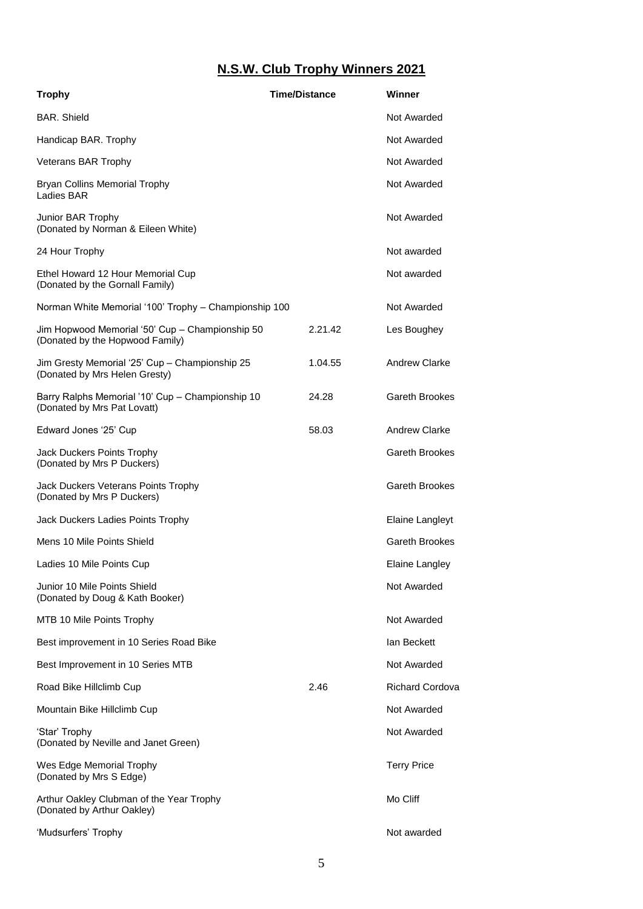# N.S.W. Club Trophy Winners 2021

| Trophy | Time/Distance | Winner |
|---|---|---|
| BAR. Shield | | Not Awarded |
| Handicap BAR. Trophy | | Not Awarded |
| Veterans BAR Trophy | | Not Awarded |
| Bryan Collins Memorial Trophy<br>Ladies BAR | | Not Awarded |
| Junior BAR Trophy<br>(Donated by Norman & Eileen White) | | Not Awarded |
| 24 Hour Trophy | | Not awarded |
| Ethel Howard 12 Hour Memorial Cup<br>(Donated by the Gornall Family) | | Not awarded |
| Norman White Memorial '100' Trophy – Championship 100 | | Not Awarded |
| Jim Hopwood Memorial '50' Cup – Championship 50<br>(Donated by the Hopwood Family) | 2.21.42 | Les Boughey |
| Jim Gresty Memorial '25' Cup – Championship 25<br>(Donated by Mrs Helen Gresty) | 1.04.55 | Andrew Clarke |
| Barry Ralphs Memorial '10' Cup – Championship 10<br>(Donated by Mrs Pat Lovatt) | 24.28 | Gareth Brookes |
| Edward Jones '25' Cup | 58.03 | Andrew Clarke |
| Jack Duckers Points Trophy<br>(Donated by Mrs P Duckers) | | Gareth Brookes |
| Jack Duckers Veterans Points Trophy<br>(Donated by Mrs P Duckers) | | Gareth Brookes |
| Jack Duckers Ladies Points Trophy | | Elaine Langleyt |
| Mens 10 Mile Points Shield | | Gareth Brookes |
| Ladies 10 Mile Points Cup | | Elaine Langley |
| Junior 10 Mile Points Shield<br>(Donated by Doug & Kath Booker) | | Not Awarded |
| MTB 10 Mile Points Trophy | | Not Awarded |
| Best improvement in 10 Series Road Bike | | Ian Beckett |
| Best Improvement in 10 Series MTB | | Not Awarded |
| Road Bike Hillclimb Cup | 2.46 | Richard Cordova |
| Mountain Bike Hillclimb Cup | | Not Awarded |
| 'Star' Trophy<br>(Donated by Neville and Janet Green) | | Not Awarded |
| Wes Edge Memorial Trophy<br>(Donated by Mrs S Edge) | | Terry Price |
| Arthur Oakley Clubman of the Year Trophy<br>(Donated by Arthur Oakley) | | Mo Cliff |
| 'Mudsurfers' Trophy | | Not awarded |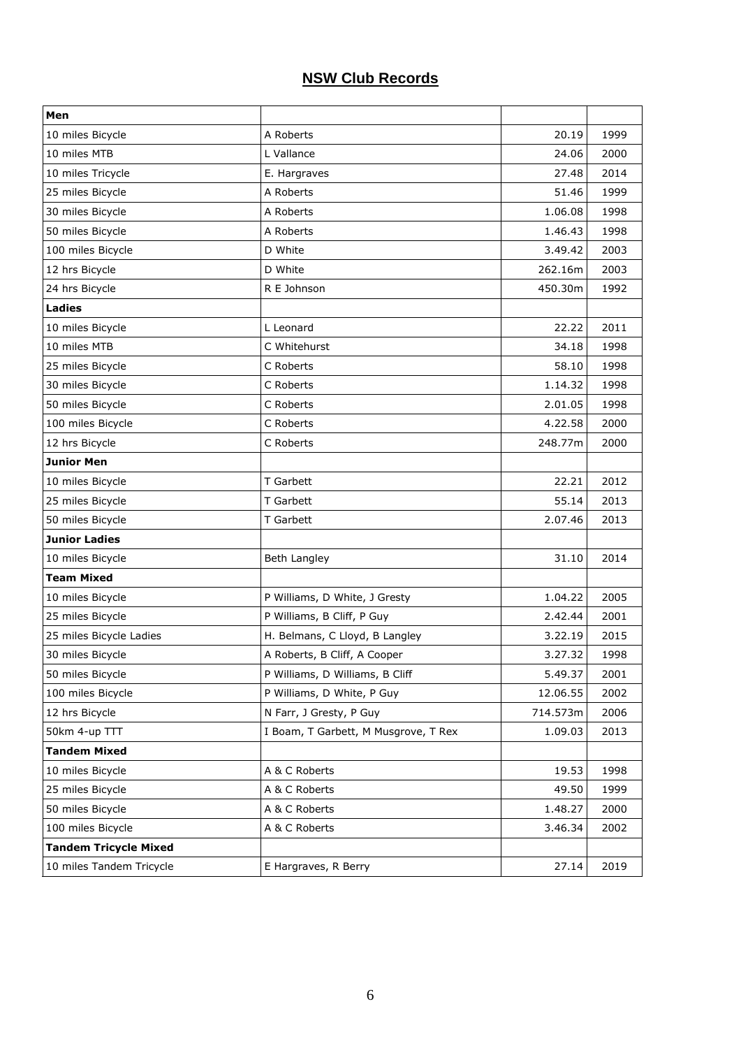## NSW Club Records

| **Men** | | | |
|---|---|---|---|
| 10 miles Bicycle | A Roberts | 20.19 | 1999 |
| 10 miles MTB | L Vallance | 24.06 | 2000 |
| 10 miles Tricycle | E. Hargraves | 27.48 | 2014 |
| 25 miles Bicycle | A Roberts | 51.46 | 1999 |
| 30 miles Bicycle | A Roberts | 1.06.08 | 1998 |
| 50 miles Bicycle | A Roberts | 1.46.43 | 1998 |
| 100 miles Bicycle | D White | 3.49.42 | 2003 |
| 12 hrs Bicycle | D White | 262.16m | 2003 |
| 24 hrs Bicycle | R E Johnson | 450.30m | 1992 |
| **Ladies** | | | |
| 10 miles Bicycle | L Leonard | 22.22 | 2011 |
| 10 miles MTB | C Whitehurst | 34.18 | 1998 |
| 25 miles Bicycle | C Roberts | 58.10 | 1998 |
| 30 miles Bicycle | C Roberts | 1.14.32 | 1998 |
| 50 miles Bicycle | C Roberts | 2.01.05 | 1998 |
| 100 miles Bicycle | C Roberts | 4.22.58 | 2000 |
| 12 hrs Bicycle | C Roberts | 248.77m | 2000 |
| **Junior Men** | | | |
| 10 miles Bicycle | T Garbett | 22.21 | 2012 |
| 25 miles Bicycle | T Garbett | 55.14 | 2013 |
| 50 miles Bicycle | T Garbett | 2.07.46 | 2013 |
| **Junior Ladies** | | | |
| 10 miles Bicycle | Beth Langley | 31.10 | 2014 |
| **Team Mixed** | | | |
| 10 miles Bicycle | P Williams, D White, J Gresty | 1.04.22 | 2005 |
| 25 miles Bicycle | P Williams, B Cliff, P Guy | 2.42.44 | 2001 |
| 25 miles Bicycle Ladies | H. Belmans, C Lloyd, B Langley | 3.22.19 | 2015 |
| 30 miles Bicycle | A Roberts, B Cliff, A Cooper | 3.27.32 | 1998 |
| 50 miles Bicycle | P Williams, D Williams, B Cliff | 5.49.37 | 2001 |
| 100 miles Bicycle | P Williams, D White, P Guy | 12.06.55 | 2002 |
| 12 hrs Bicycle | N Farr, J Gresty, P Guy | 714.573m | 2006 |
| 50km 4-up TTT | I Boam, T Garbett, M Musgrove, T Rex | 1.09.03 | 2013 |
| **Tandem Mixed** | | | |
| 10 miles Bicycle | A & C Roberts | 19.53 | 1998 |
| 25 miles Bicycle | A & C Roberts | 49.50 | 1999 |
| 50 miles Bicycle | A & C Roberts | 1.48.27 | 2000 |
| 100 miles Bicycle | A & C Roberts | 3.46.34 | 2002 |
| **Tandem Tricycle Mixed** | | | |
| 10 miles Tandem Tricycle | E Hargraves, R Berry | 27.14 | 2019 |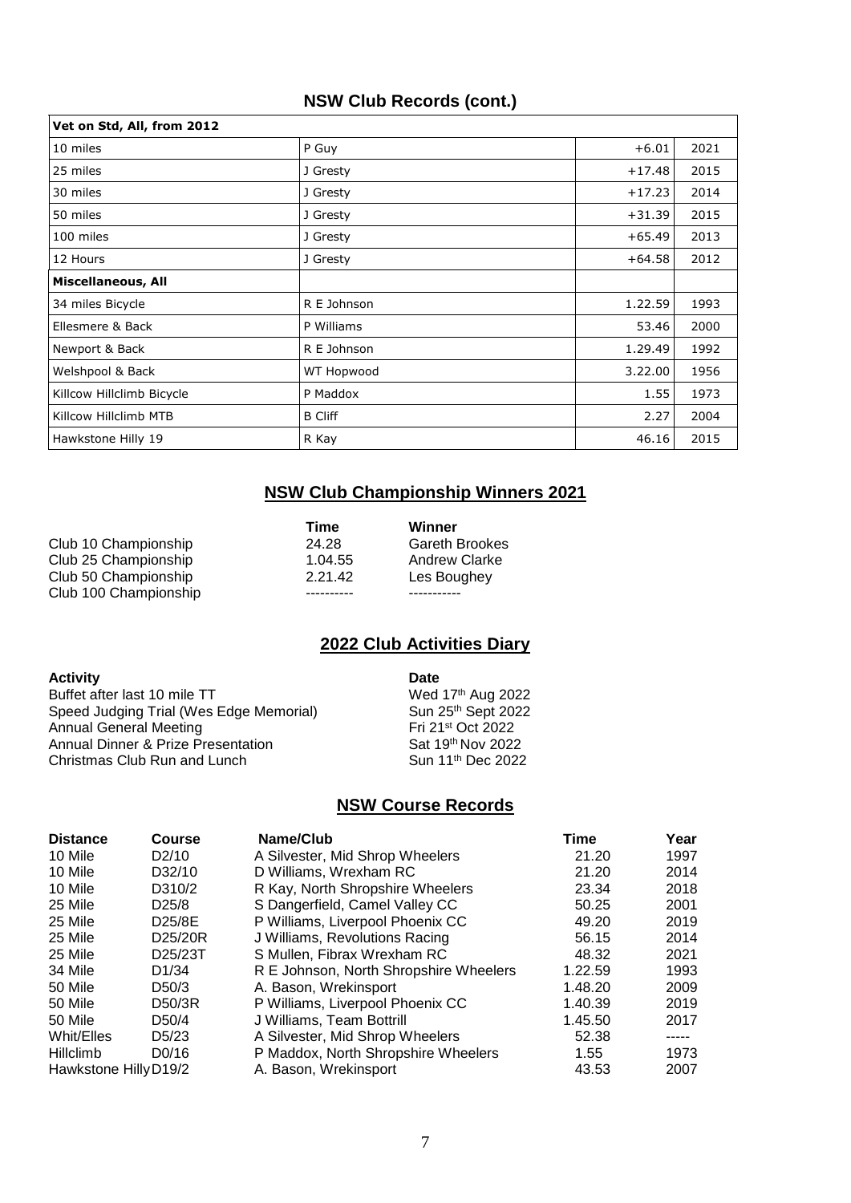## NSW Club Records (cont.)

| | | | |
|---|---|---|---|
| **Vet on Std, All, from 2012** | | | |
| 10 miles | P Guy | +6.01 | 2021 |
| 25 miles | J Gresty | +17.48 | 2015 |
| 30 miles | J Gresty | +17.23 | 2014 |
| 50 miles | J Gresty | +31.39 | 2015 |
| 100 miles | J Gresty | +65.49 | 2013 |
| 12 Hours | J Gresty | +64.58 | 2012 |
| **Miscellaneous, All** | | | |
| 34 miles Bicycle | R E Johnson | 1.22.59 | 1993 |
| Ellesmere & Back | P Williams | 53.46 | 2000 |
| Newport & Back | R E Johnson | 1.29.49 | 1992 |
| Welshpool & Back | WT Hopwood | 3.22.00 | 1956 |
| Killcow Hillclimb Bicycle | P Maddox | 1.55 | 1973 |
| Killcow Hillclimb MTB | B Cliff | 2.27 | 2004 |
| Hawkstone Hilly 19 | R Kay | 46.16 | 2015 |

## NSW Club Championship Winners 2021

| | Time | Winner |
|---|---|---|
| Club 10 Championship | 24.28 | Gareth Brookes |
| Club 25 Championship | 1.04.55 | Andrew Clarke |
| Club 50 Championship | 2.21.42 | Les Boughey |
| Club 100 Championship | ---------- | ----------- |

## 2022 Club Activities Diary

| Activity | Date |
|---|---|
| Buffet after last 10 mile TT | Wed 17th Aug 2022 |
| Speed Judging Trial (Wes Edge Memorial) | Sun 25th Sept 2022 |
| Annual General Meeting | Fri 21st Oct 2022 |
| Annual Dinner & Prize Presentation | Sat 19th Nov 2022 |
| Christmas Club Run and Lunch | Sun 11th Dec 2022 |

## NSW Course Records

| Distance | Course | Name/Club | Time | Year |
|---|---|---|---|---|
| 10 Mile | D2/10 | A Silvester, Mid Shrop Wheelers | 21.20 | 1997 |
| 10 Mile | D32/10 | D Williams, Wrexham RC | 21.20 | 2014 |
| 10 Mile | D310/2 | R Kay, North Shropshire Wheelers | 23.34 | 2018 |
| 25 Mile | D25/8 | S Dangerfield, Camel Valley CC | 50.25 | 2001 |
| 25 Mile | D25/8E | P Williams, Liverpool Phoenix CC | 49.20 | 2019 |
| 25 Mile | D25/20R | J Williams, Revolutions Racing | 56.15 | 2014 |
| 25 Mile | D25/23T | S Mullen, Fibrax Wrexham RC | 48.32 | 2021 |
| 34 Mile | D1/34 | R E Johnson, North Shropshire Wheelers | 1.22.59 | 1993 |
| 50 Mile | D50/3 | A. Bason, Wrekinsport | 1.48.20 | 2009 |
| 50 Mile | D50/3R | P Williams, Liverpool Phoenix CC | 1.40.39 | 2019 |
| 50 Mile | D50/4 | J Williams, Team Bottrill | 1.45.50 | 2017 |
| Whit/Elles | D5/23 | A Silvester, Mid Shrop Wheelers | 52.38 | ----- |
| Hillclimb | D0/16 | P Maddox, North Shropshire Wheelers | 1.55 | 1973 |
| Hawkstone Hilly | D19/2 | A. Bason, Wrekinsport | 43.53 | 2007 |